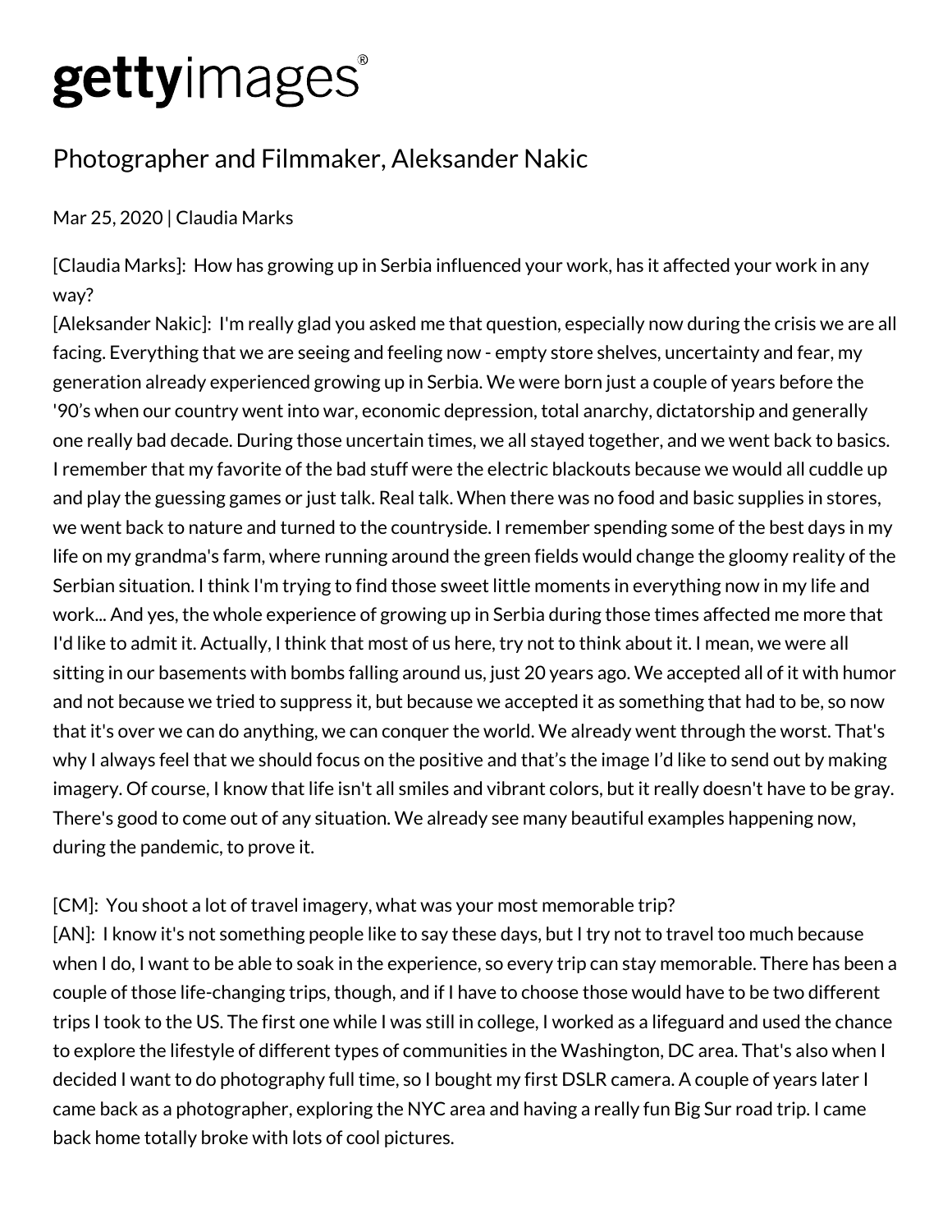# gettyimages®

## Photographer and Filmmaker, Aleksander Nakic

Mar 25, 2020 | Claudia Marks

[Claudia Marks]: How has growing up in Serbia influenced your work, has it affected your work in any way?

[Aleksander Nakic]: I'm really glad you asked me that question, especially now during the crisis we are all facing. Everything that we are seeing and feeling now - empty store shelves, uncertainty and fear, my generation already experienced growing up in Serbia. We were born just a couple of years before the '90's when our country went into war, economic depression, total anarchy, dictatorship and generally one really bad decade. During those uncertain times, we all stayed together, and we went back to basics. I remember that my favorite of the bad stuff were the electric blackouts because we would all cuddle up and play the guessing games or just talk. Real talk. When there was no food and basic supplies in stores, we went back to nature and turned to the countryside. I remember spending some of the best days in my life on my grandma's farm, where running around the green fields would change the gloomy reality of the Serbian situation. I think I'm trying to find those sweet little moments in everything now in my life and work... And yes, the whole experience of growing up in Serbia during those times affected me more that I'd like to admit it. Actually, I think that most of us here, try not to think about it. I mean, we were all sitting in our basements with bombs falling around us, just 20 years ago. We accepted all of it with humor and not because we tried to suppress it, but because we accepted it as something that had to be, so now that it's over we can do anything, we can conquer the world. We already went through the worst. That's why I always feel that we should focus on the positive and that's the image I'd like to send out by making imagery. Of course, I know that life isn't all smiles and vibrant colors, but it really doesn't have to be gray. There's good to come out of any situation. We already see many beautiful examples happening now, during the pandemic, to prove it.

[CM]: You shoot a lot of travel imagery, what was your most memorable trip?

[AN]: I know it's not something people like to say these days, but I try not to travel too much because when I do, I want to be able to soak in the experience, so every trip can stay memorable. There has been a couple of those life-changing trips, though, and if I have to choose those would have to be two different trips I took to the US. The first one while I was still in college, I worked as a lifeguard and used the chance to explore the lifestyle of different types of communities in the Washington, DC area. That's also when I decided I want to do photography full time, so I bought my first DSLR camera. A couple of years later I came back as a photographer, exploring the NYC area and having a really fun Big Sur road trip. I came back home totally broke with lots of cool pictures.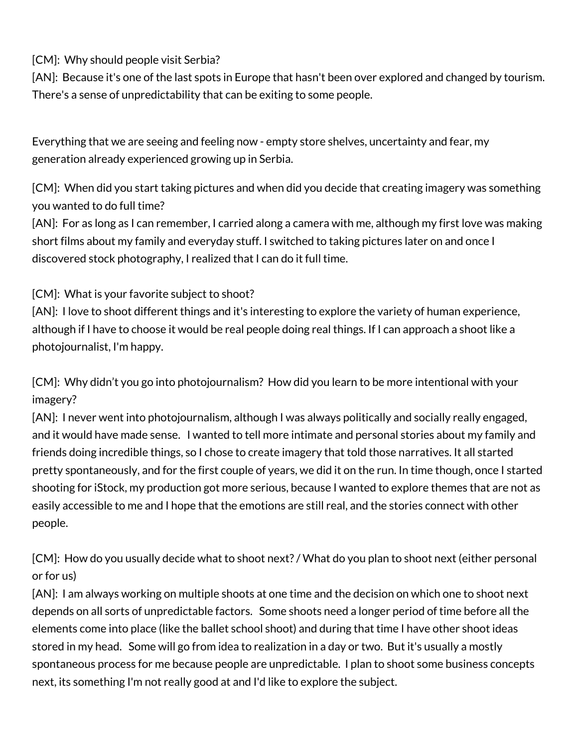[CM]: Why should people visit Serbia?
[AN]: Because it's one of the last spots in Europe that hasn't been over explored and changed by tourism. There's a sense of unpredictability that can be exiting to some people.

Everything that we are seeing and feeling now - empty store shelves, uncertainty and fear, my generation already experienced growing up in Serbia.

[CM]: When did you start taking pictures and when did you decide that creating imagery was something you wanted to do full time?
[AN]: For as long as I can remember, I carried along a camera with me, although my first love was making short films about my family and everyday stuff. I switched to taking pictures later on and once I discovered stock photography, I realized that I can do it full time.

[CM]: What is your favorite subject to shoot?
[AN]: I love to shoot different things and it's interesting to explore the variety of human experience, although if I have to choose it would be real people doing real things. If I can approach a shoot like a photojournalist, I'm happy.

[CM]: Why didn't you go into photojournalism? How did you learn to be more intentional with your imagery?
[AN]: I never went into photojournalism, although I was always politically and socially really engaged, and it would have made sense. I wanted to tell more intimate and personal stories about my family and friends doing incredible things, so I chose to create imagery that told those narratives. It all started pretty spontaneously, and for the first couple of years, we did it on the run. In time though, once I started shooting for iStock, my production got more serious, because I wanted to explore themes that are not as easily accessible to me and I hope that the emotions are still real, and the stories connect with other people.

[CM]: How do you usually decide what to shoot next? / What do you plan to shoot next (either personal or for us)
[AN]: I am always working on multiple shoots at one time and the decision on which one to shoot next depends on all sorts of unpredictable factors. Some shoots need a longer period of time before all the elements come into place (like the ballet school shoot) and during that time I have other shoot ideas stored in my head. Some will go from idea to realization in a day or two. But it's usually a mostly spontaneous process for me because people are unpredictable. I plan to shoot some business concepts next, its something I'm not really good at and I'd like to explore the subject.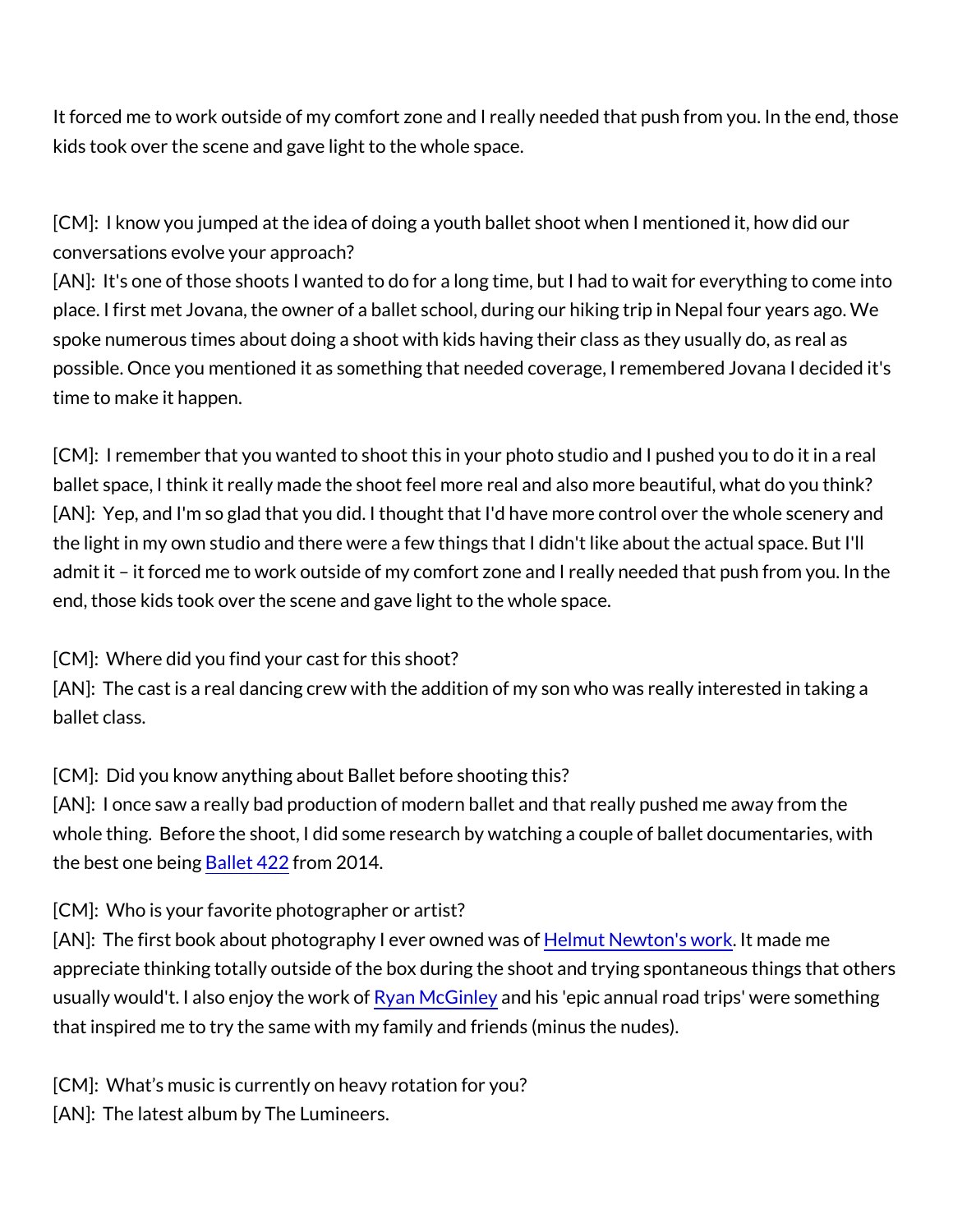It forced me to work outside of my comfort zone and I really needed that push from you. In the end, those kids took over the scene and gave light to the whole space.

[CM]: I know you jumped at the idea of doing a youth ballet shoot when I mentioned it, how did our conversations evolve your approach?
[AN]: It's one of those shoots I wanted to do for a long time, but I had to wait for everything to come into place. I first met Jovana, the owner of a ballet school, during our hiking trip in Nepal four years ago. We spoke numerous times about doing a shoot with kids having their class as they usually do, as real as possible. Once you mentioned it as something that needed coverage, I remembered Jovana I decided it's time to make it happen.

[CM]: I remember that you wanted to shoot this in your photo studio and I pushed you to do it in a real ballet space, I think it really made the shoot feel more real and also more beautiful, what do you think?
[AN]: Yep, and I'm so glad that you did. I thought that I'd have more control over the whole scenery and the light in my own studio and there were a few things that I didn't like about the actual space. But I'll admit it – it forced me to work outside of my comfort zone and I really needed that push from you. In the end, those kids took over the scene and gave light to the whole space.

[CM]: Where did you find your cast for this shoot?
[AN]: The cast is a real dancing crew with the addition of my son who was really interested in taking a ballet class.

[CM]: Did you know anything about Ballet before shooting this?
[AN]: I once saw a really bad production of modern ballet and that really pushed me away from the whole thing. Before the shoot, I did some research by watching a couple of ballet documentaries, with the best one being Ballet 422 from 2014.

[CM]: Who is your favorite photographer or artist?
[AN]: The first book about photography I ever owned was of Helmut Newton's work. It made me appreciate thinking totally outside of the box during the shoot and trying spontaneous things that others usually would't. I also enjoy the work of Ryan McGinley and his 'epic annual road trips' were something that inspired me to try the same with my family and friends (minus the nudes).

[CM]: What's music is currently on heavy rotation for you?
[AN]: The latest album by The Lumineers.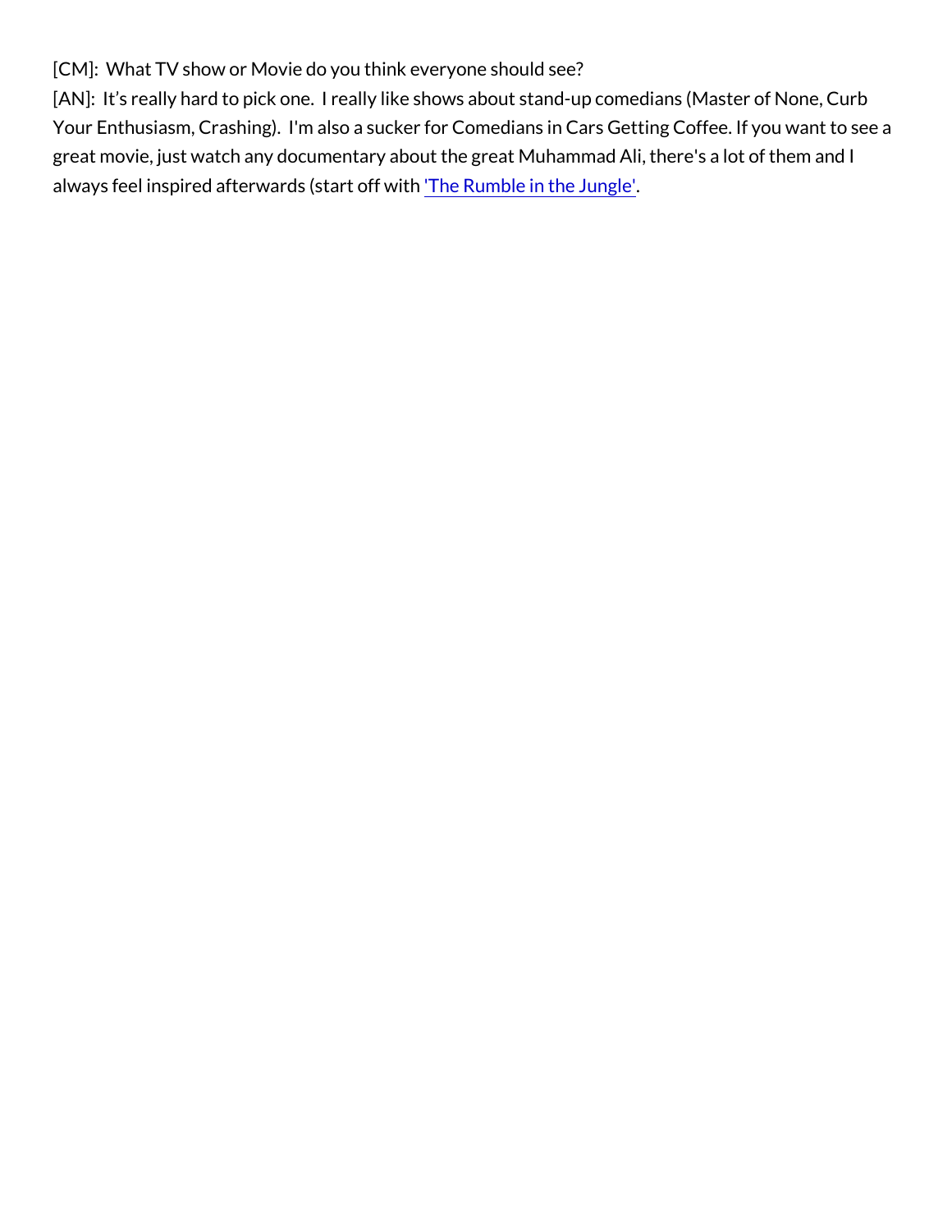[CM]: What TV show or Movie do you think everyone should see?

[AN]: It's really hard to pick one. I really like shows about stand-up comedians (Master of None, Curb Your Enthusiasm, Crashing). I'm also a sucker for Comedians in Cars Getting Coffee. If you want to see a great movie, just watch any documentary about the great Muhammad Ali, there's a lot of them and I always feel inspired afterwards (start off with 'The Rumble in the Jungle'.